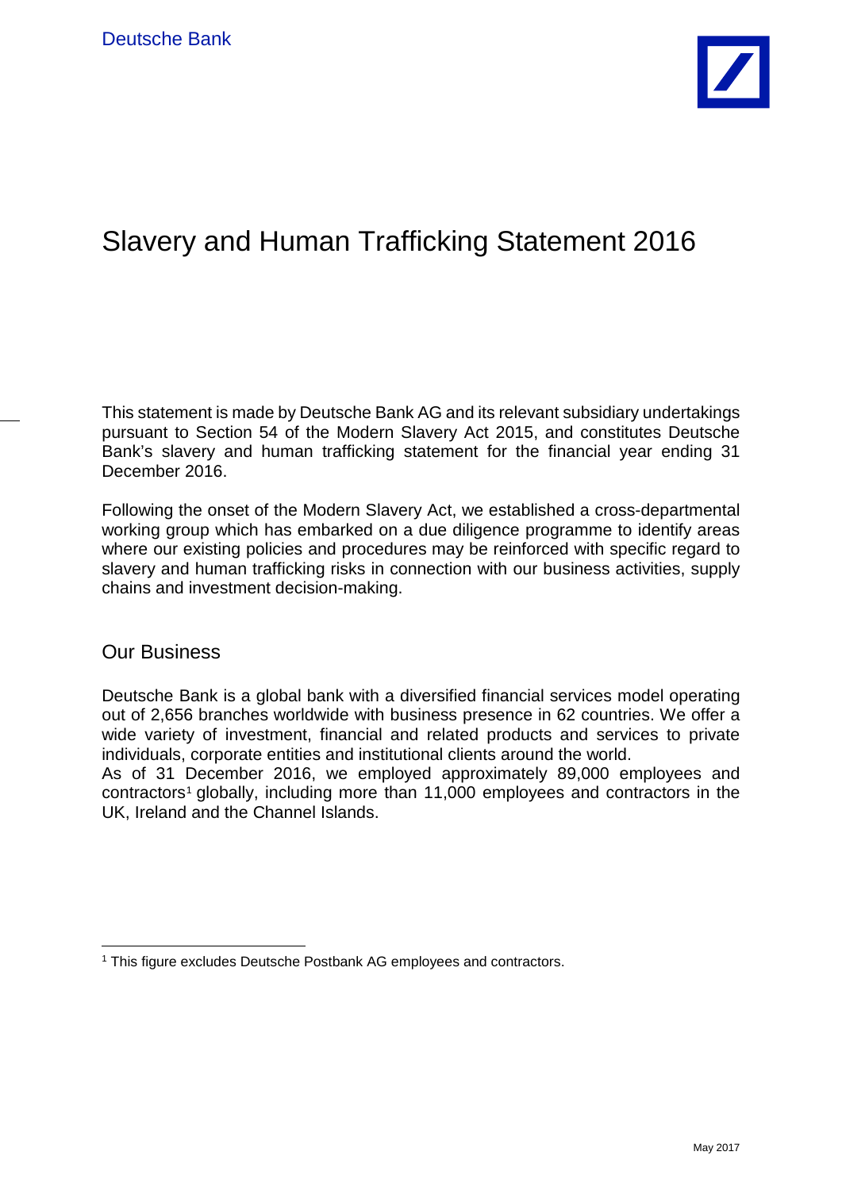# Slavery and Human Trafficking Statement 2016

This statement is made by Deutsche Bank AG and its relevant subsidiary undertakings pursuant to Section 54 of the Modern Slavery Act 2015, and constitutes Deutsche Bank's slavery and human trafficking statement for the financial year ending 31 December 2016.

Following the onset of the Modern Slavery Act, we established a cross-departmental working group which has embarked on a due diligence programme to identify areas where our existing policies and procedures may be reinforced with specific regard to slavery and human trafficking risks in connection with our business activities, supply chains and investment decision-making.

## Our Business

Deutsche Bank is a global bank with a diversified financial services model operating out of 2,656 branches worldwide with business presence in 62 countries. We offer a wide variety of investment, financial and related products and services to private individuals, corporate entities and institutional clients around the world.
As of 31 December 2016, we employed approximately 89,000 employees and contractors[1] globally, including more than 11,000 employees and contractors in the UK, Ireland and the Channel Islands.

[1] This figure excludes Deutsche Postbank AG employees and contractors.

May 2017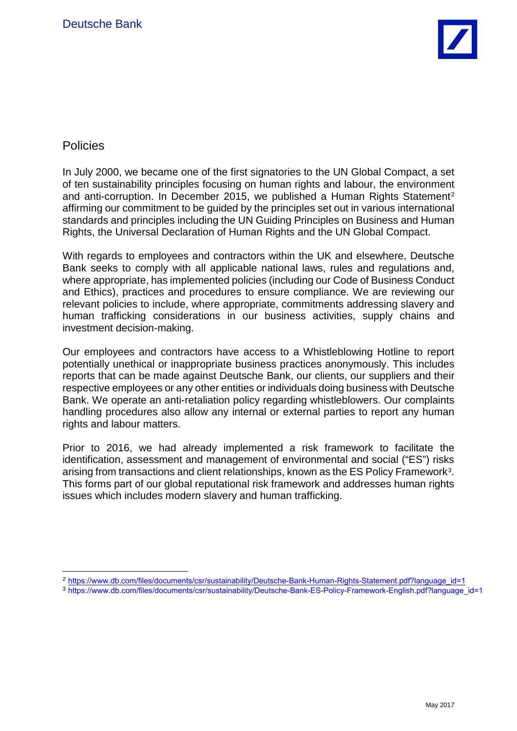## Policies

In July 2000, we became one of the first signatories to the UN Global Compact, a set of ten sustainability principles focusing on human rights and labour, the environment and anti-corruption. In December 2015, we published a Human Rights Statement[2] affirming our commitment to be guided by the principles set out in various international standards and principles including the UN Guiding Principles on Business and Human Rights, the Universal Declaration of Human Rights and the UN Global Compact.

With regards to employees and contractors within the UK and elsewhere, Deutsche Bank seeks to comply with all applicable national laws, rules and regulations and, where appropriate, has implemented policies (including our Code of Business Conduct and Ethics), practices and procedures to ensure compliance. We are reviewing our relevant policies to include, where appropriate, commitments addressing slavery and human trafficking considerations in our business activities, supply chains and investment decision-making.

Our employees and contractors have access to a Whistleblowing Hotline to report potentially unethical or inappropriate business practices anonymously. This includes reports that can be made against Deutsche Bank, our clients, our suppliers and their respective employees or any other entities or individuals doing business with Deutsche Bank. We operate an anti-retaliation policy regarding whistleblowers. Our complaints handling procedures also allow any internal or external parties to report any human rights and labour matters.

Prior to 2016, we had already implemented a risk framework to facilitate the identification, assessment and management of environmental and social ("ES") risks arising from transactions and client relationships, known as the ES Policy Framework[3]. This forms part of our global reputational risk framework and addresses human rights issues which includes modern slavery and human trafficking.

---

[2] https://www.db.com/files/documents/csr/sustainability/Deutsche-Bank-Human-Rights-Statement.pdf?language_id=1

[3] https://www.db.com/files/documents/csr/sustainability/Deutsche-Bank-ES-Policy-Framework-English.pdf?language_id=1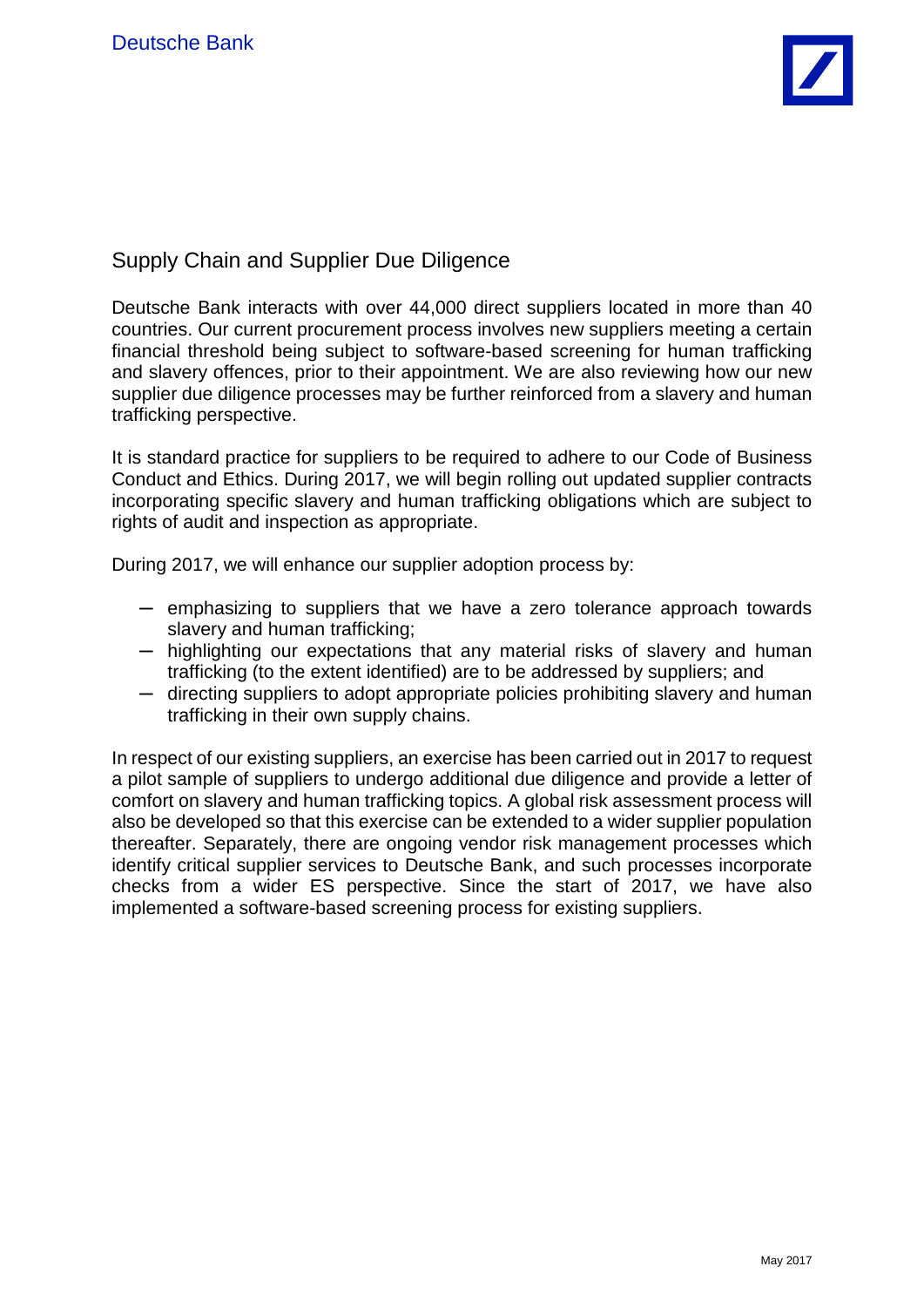## Supply Chain and Supplier Due Diligence

Deutsche Bank interacts with over 44,000 direct suppliers located in more than 40 countries. Our current procurement process involves new suppliers meeting a certain financial threshold being subject to software-based screening for human trafficking and slavery offences, prior to their appointment. We are also reviewing how our new supplier due diligence processes may be further reinforced from a slavery and human trafficking perspective.

It is standard practice for suppliers to be required to adhere to our Code of Business Conduct and Ethics. During 2017, we will begin rolling out updated supplier contracts incorporating specific slavery and human trafficking obligations which are subject to rights of audit and inspection as appropriate.

During 2017, we will enhance our supplier adoption process by:

- emphasizing to suppliers that we have a zero tolerance approach towards slavery and human trafficking;
- highlighting our expectations that any material risks of slavery and human trafficking (to the extent identified) are to be addressed by suppliers; and
- directing suppliers to adopt appropriate policies prohibiting slavery and human trafficking in their own supply chains.

In respect of our existing suppliers, an exercise has been carried out in 2017 to request a pilot sample of suppliers to undergo additional due diligence and provide a letter of comfort on slavery and human trafficking topics. A global risk assessment process will also be developed so that this exercise can be extended to a wider supplier population thereafter. Separately, there are ongoing vendor risk management processes which identify critical supplier services to Deutsche Bank, and such processes incorporate checks from a wider ES perspective. Since the start of 2017, we have also implemented a software-based screening process for existing suppliers.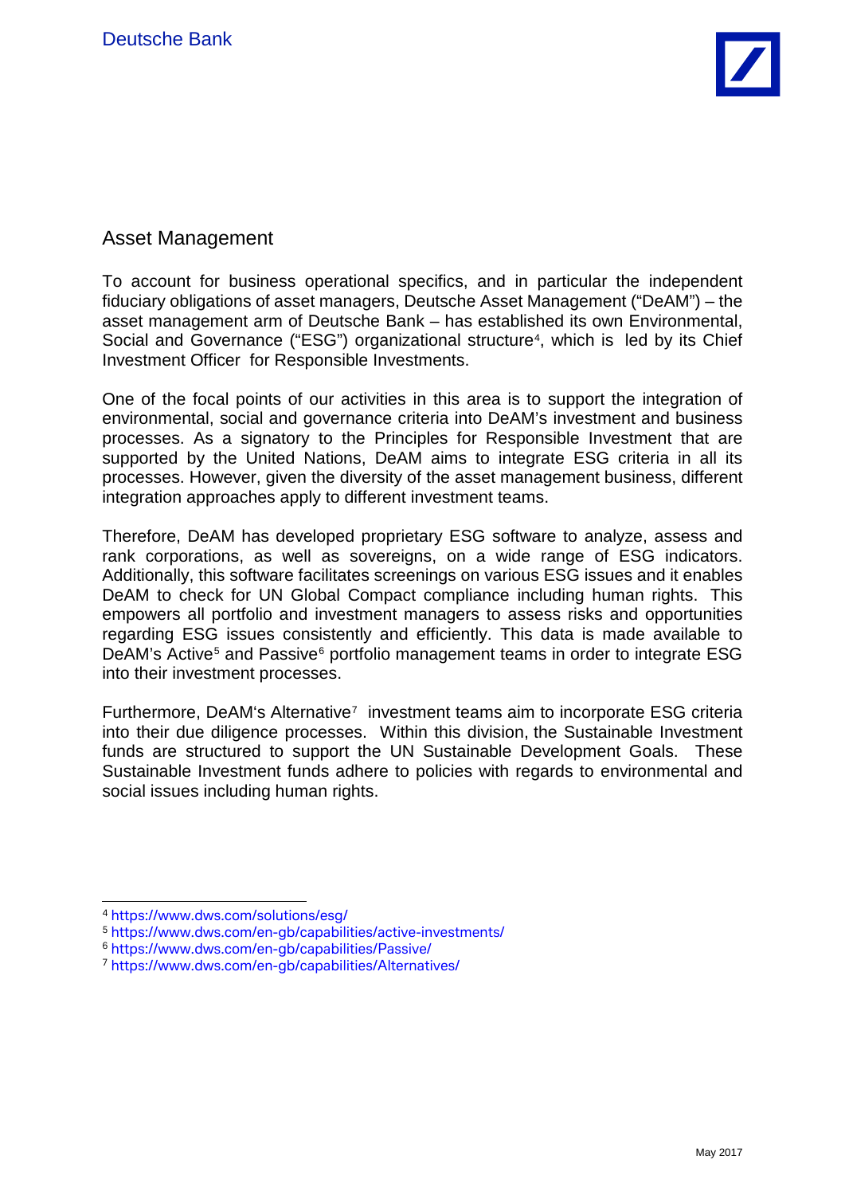## Asset Management

To account for business operational specifics, and in particular the independent fiduciary obligations of asset managers, Deutsche Asset Management ("DeAM") – the asset management arm of Deutsche Bank – has established its own Environmental, Social and Governance ("ESG") organizational structure[4], which is led by its Chief Investment Officer for Responsible Investments.

One of the focal points of our activities in this area is to support the integration of environmental, social and governance criteria into DeAM's investment and business processes. As a signatory to the Principles for Responsible Investment that are supported by the United Nations, DeAM aims to integrate ESG criteria in all its processes. However, given the diversity of the asset management business, different integration approaches apply to different investment teams.

Therefore, DeAM has developed proprietary ESG software to analyze, assess and rank corporations, as well as sovereigns, on a wide range of ESG indicators. Additionally, this software facilitates screenings on various ESG issues and it enables DeAM to check for UN Global Compact compliance including human rights. This empowers all portfolio and investment managers to assess risks and opportunities regarding ESG issues consistently and efficiently. This data is made available to DeAM's Active[5] and Passive[6] portfolio management teams in order to integrate ESG into their investment processes.

Furthermore, DeAM's Alternative[7] investment teams aim to incorporate ESG criteria into their due diligence processes. Within this division, the Sustainable Investment funds are structured to support the UN Sustainable Development Goals. These Sustainable Investment funds adhere to policies with regards to environmental and social issues including human rights.

---

[4] https://www.dws.com/solutions/esg/

[5] https://www.dws.com/en-gb/capabilities/active-investments/

[6] https://www.dws.com/en-gb/capabilities/Passive/

[7] https://www.dws.com/en-gb/capabilities/Alternatives/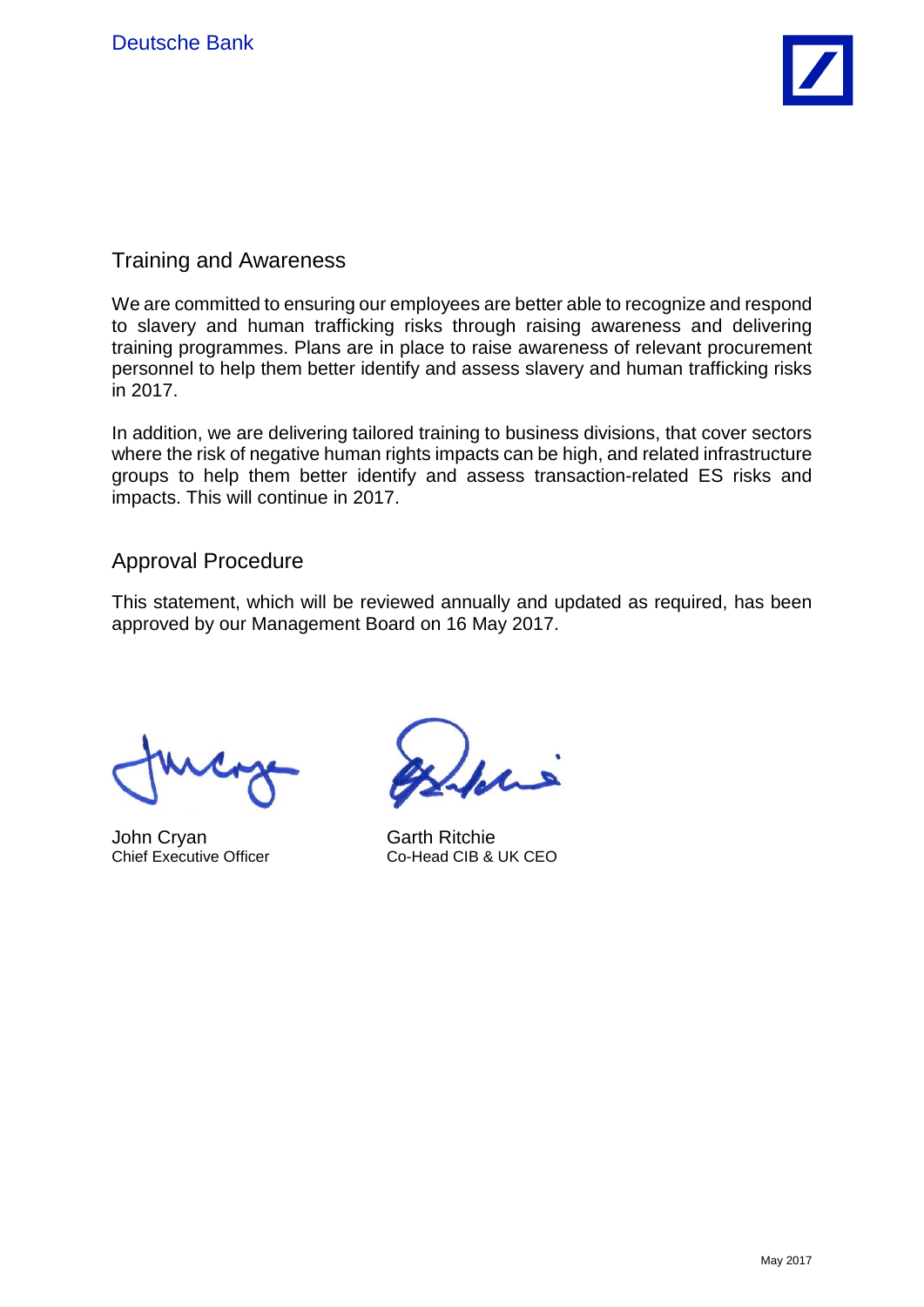## Training and Awareness

We are committed to ensuring our employees are better able to recognize and respond to slavery and human trafficking risks through raising awareness and delivering training programmes. Plans are in place to raise awareness of relevant procurement personnel to help them better identify and assess slavery and human trafficking risks in 2017.

In addition, we are delivering tailored training to business divisions, that cover sectors where the risk of negative human rights impacts can be high, and related infrastructure groups to help them better identify and assess transaction-related ES risks and impacts. This will continue in 2017.

## Approval Procedure

This statement, which will be reviewed annually and updated as required, has been approved by our Management Board on 16 May 2017.

John Cryan
Chief Executive Officer

Garth Ritchie
Co-Head CIB & UK CEO

May 2017